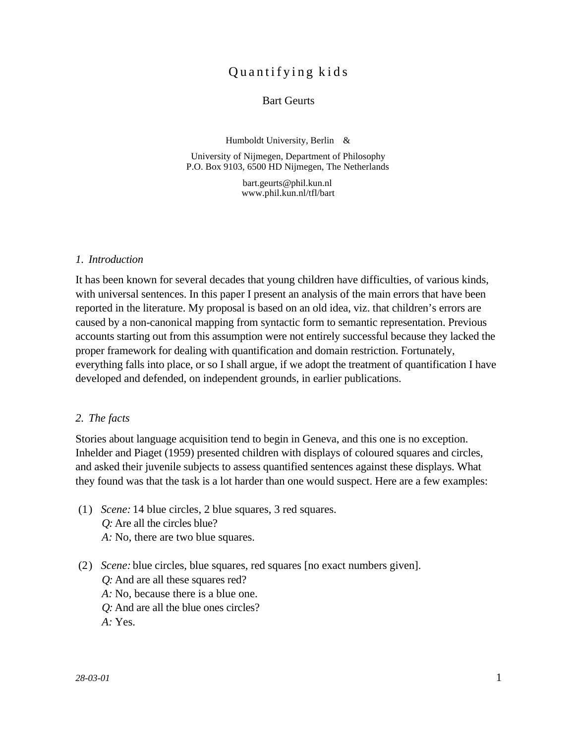# Quantifying kids

Bart Geurts

Humboldt University, Berlin &

University of Nijmegen, Department of Philosophy
P.O. Box 9103, 6500 HD Nijmegen, The Netherlands

bart.geurts@phil.kun.nl
www.phil.kun.nl/tfl/bart

## *1. Introduction*

It has been known for several decades that young children have difficulties, of various kinds, with universal sentences. In this paper I present an analysis of the main errors that have been reported in the literature. My proposal is based on an old idea, viz. that children's errors are caused by a non-canonical mapping from syntactic form to semantic representation. Previous accounts starting out from this assumption were not entirely successful because they lacked the proper framework for dealing with quantification and domain restriction. Fortunately, everything falls into place, or so I shall argue, if we adopt the treatment of quantification I have developed and defended, on independent grounds, in earlier publications.

## *2. The facts*

Stories about language acquisition tend to begin in Geneva, and this one is no exception. Inhelder and Piaget (1959) presented children with displays of coloured squares and circles, and asked their juvenile subjects to assess quantified sentences against these displays. What they found was that the task is a lot harder than one would suspect. Here are a few examples:

(1) *Scene:* 14 blue circles, 2 blue squares, 3 red squares.
*Q:* Are all the circles blue?
*A:* No, there are two blue squares.

(2) *Scene:* blue circles, blue squares, red squares [no exact numbers given].
*Q:* And are all these squares red?
*A:* No, because there is a blue one.
*Q:* And are all the blue ones circles?
*A:* Yes.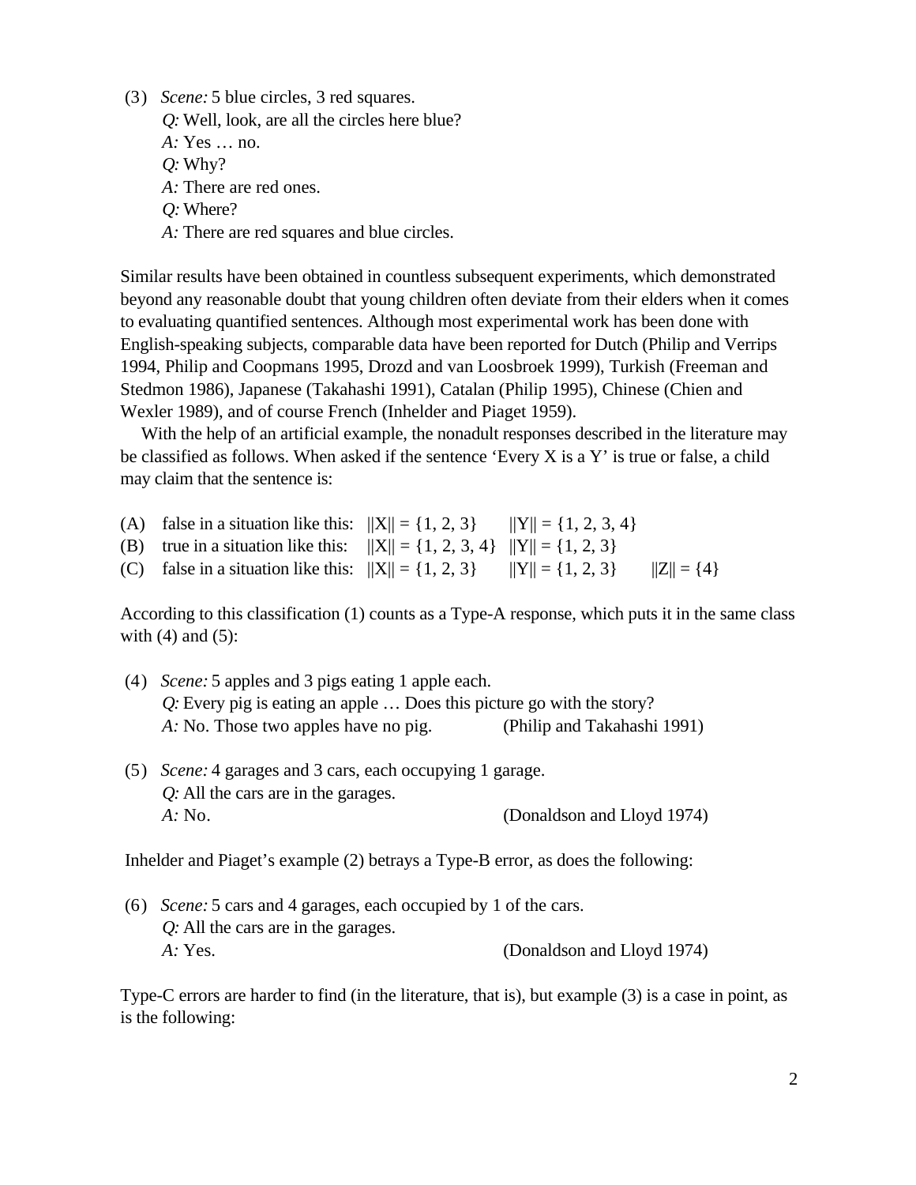(3) *Scene:* 5 blue circles, 3 red squares.
*Q:* Well, look, are all the circles here blue?
*A:* Yes … no.
*Q:* Why?
*A:* There are red ones.
*Q:* Where?
*A:* There are red squares and blue circles.

Similar results have been obtained in countless subsequent experiments, which demonstrated beyond any reasonable doubt that young children often deviate from their elders when it comes to evaluating quantified sentences. Although most experimental work has been done with English-speaking subjects, comparable data have been reported for Dutch (Philip and Verrips 1994, Philip and Coopmans 1995, Drozd and van Loosbroek 1999), Turkish (Freeman and Stedmon 1986), Japanese (Takahashi 1991), Catalan (Philip 1995), Chinese (Chien and Wexler 1989), and of course French (Inhelder and Piaget 1959).

With the help of an artificial example, the nonadult responses described in the literature may be classified as follows. When asked if the sentence 'Every X is a Y' is true or false, a child may claim that the sentence is:

(A) false in a situation like this: $||X|| = \{1, 2, 3\}$ $||Y|| = \{1, 2, 3, 4\}$
(B) true in a situation like this: $||X|| = \{1, 2, 3, 4\}$ $||Y|| = \{1, 2, 3\}$
(C) false in a situation like this: $||X|| = \{1, 2, 3\}$ $||Y|| = \{1, 2, 3\}$ $||Z|| = \{4\}$

According to this classification (1) counts as a Type-A response, which puts it in the same class with (4) and (5):

(4) *Scene:* 5 apples and 3 pigs eating 1 apple each.
*Q:* Every pig is eating an apple … Does this picture go with the story?
*A:* No. Those two apples have no pig. (Philip and Takahashi 1991)

(5) *Scene:* 4 garages and 3 cars, each occupying 1 garage.
*Q:* All the cars are in the garages.
*A:* No. (Donaldson and Lloyd 1974)

Inhelder and Piaget's example (2) betrays a Type-B error, as does the following:

(6) *Scene:* 5 cars and 4 garages, each occupied by 1 of the cars.
*Q:* All the cars are in the garages.
*A:* Yes. (Donaldson and Lloyd 1974)

Type-C errors are harder to find (in the literature, that is), but example (3) is a case in point, as is the following: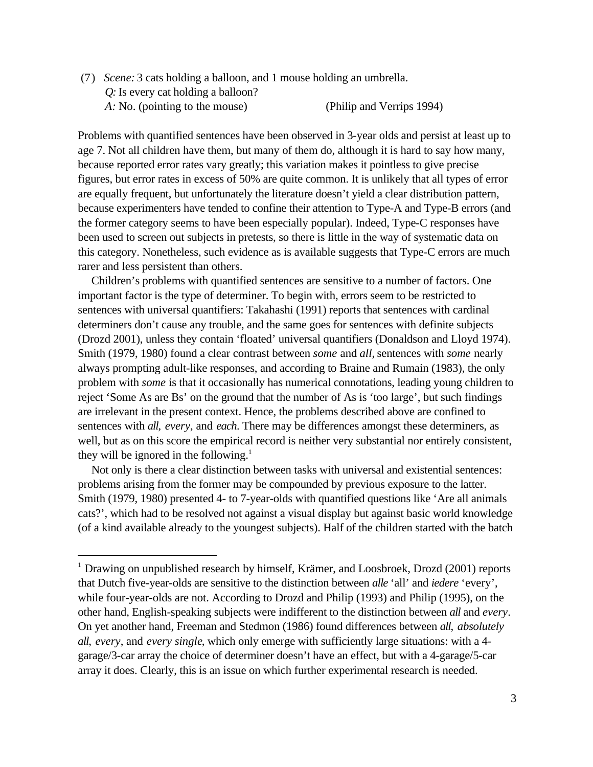(7) *Scene:* 3 cats holding a balloon, and 1 mouse holding an umbrella.
*Q:* Is every cat holding a balloon?
*A:* No. (pointing to the mouse) (Philip and Verrips 1994)

Problems with quantified sentences have been observed in 3-year olds and persist at least up to age 7. Not all children have them, but many of them do, although it is hard to say how many, because reported error rates vary greatly; this variation makes it pointless to give precise figures, but error rates in excess of 50% are quite common. It is unlikely that all types of error are equally frequent, but unfortunately the literature doesn't yield a clear distribution pattern, because experimenters have tended to confine their attention to Type-A and Type-B errors (and the former category seems to have been especially popular). Indeed, Type-C responses have been used to screen out subjects in pretests, so there is little in the way of systematic data on this category. Nonetheless, such evidence as is available suggests that Type-C errors are much rarer and less persistent than others.

Children's problems with quantified sentences are sensitive to a number of factors. One important factor is the type of determiner. To begin with, errors seem to be restricted to sentences with universal quantifiers: Takahashi (1991) reports that sentences with cardinal determiners don't cause any trouble, and the same goes for sentences with definite subjects (Drozd 2001), unless they contain 'floated' universal quantifiers (Donaldson and Lloyd 1974). Smith (1979, 1980) found a clear contrast between *some* and *all*, sentences with *some* nearly always prompting adult-like responses, and according to Braine and Rumain (1983), the only problem with *some* is that it occasionally has numerical connotations, leading young children to reject 'Some As are Bs' on the ground that the number of As is 'too large', but such findings are irrelevant in the present context. Hence, the problems described above are confined to sentences with *all*, *every*, and *each*. There may be differences amongst these determiners, as well, but as on this score the empirical record is neither very substantial nor entirely consistent, they will be ignored in the following.[1]

Not only is there a clear distinction between tasks with universal and existential sentences: problems arising from the former may be compounded by previous exposure to the latter. Smith (1979, 1980) presented 4- to 7-year-olds with quantified questions like 'Are all animals cats?', which had to be resolved not against a visual display but against basic world knowledge (of a kind available already to the youngest subjects). Half of the children started with the batch

---

[1] Drawing on unpublished research by himself, Krämer, and Loosbroek, Drozd (2001) reports that Dutch five-year-olds are sensitive to the distinction between *alle* 'all' and *iedere* 'every', while four-year-olds are not. According to Drozd and Philip (1993) and Philip (1995), on the other hand, English-speaking subjects were indifferent to the distinction between *all* and *every*. On yet another hand, Freeman and Stedmon (1986) found differences between *all*, *absolutely all*, *every*, and *every single*, which only emerge with sufficiently large situations: with a 4-garage/3-car array the choice of determiner doesn't have an effect, but with a 4-garage/5-car array it does. Clearly, this is an issue on which further experimental research is needed.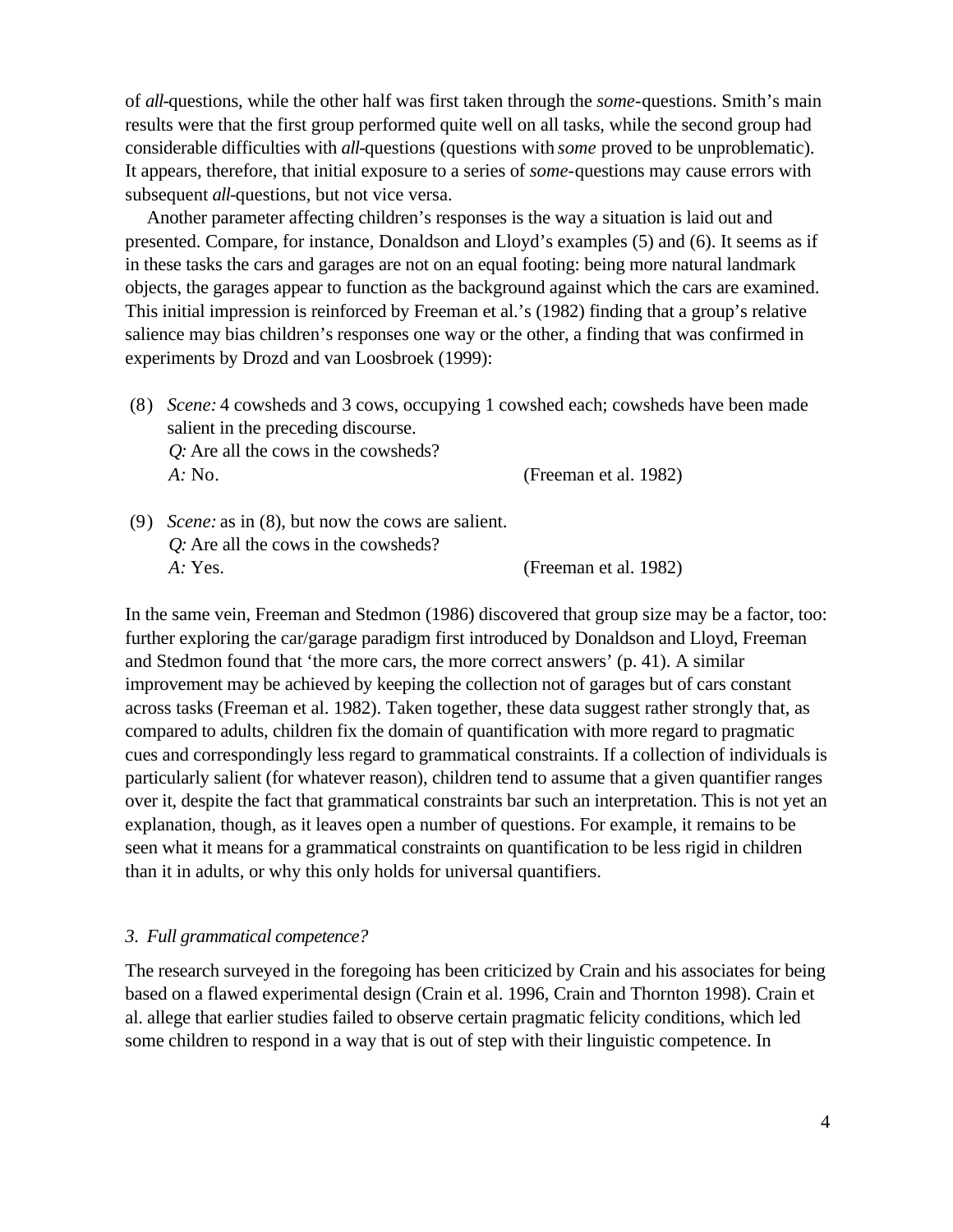of *all*-questions, while the other half was first taken through the *some*-questions. Smith's main results were that the first group performed quite well on all tasks, while the second group had considerable difficulties with *all*-questions (questions with *some* proved to be unproblematic). It appears, therefore, that initial exposure to a series of *some*-questions may cause errors with subsequent *all*-questions, but not vice versa.

Another parameter affecting children's responses is the way a situation is laid out and presented. Compare, for instance, Donaldson and Lloyd's examples (5) and (6). It seems as if in these tasks the cars and garages are not on an equal footing: being more natural landmark objects, the garages appear to function as the background against which the cars are examined. This initial impression is reinforced by Freeman et al.'s (1982) finding that a group's relative salience may bias children's responses one way or the other, a finding that was confirmed in experiments by Drozd and van Loosbroek (1999):

(8) *Scene:* 4 cowsheds and 3 cows, occupying 1 cowshed each; cowsheds have been made salient in the preceding discourse.
*Q:* Are all the cows in the cowsheds?
*A:* No. (Freeman et al. 1982)

(9) *Scene:* as in (8), but now the cows are salient.
*Q:* Are all the cows in the cowsheds?
*A:* Yes. (Freeman et al. 1982)

In the same vein, Freeman and Stedmon (1986) discovered that group size may be a factor, too: further exploring the car/garage paradigm first introduced by Donaldson and Lloyd, Freeman and Stedmon found that 'the more cars, the more correct answers' (p. 41). A similar improvement may be achieved by keeping the collection not of garages but of cars constant across tasks (Freeman et al. 1982). Taken together, these data suggest rather strongly that, as compared to adults, children fix the domain of quantification with more regard to pragmatic cues and correspondingly less regard to grammatical constraints. If a collection of individuals is particularly salient (for whatever reason), children tend to assume that a given quantifier ranges over it, despite the fact that grammatical constraints bar such an interpretation. This is not yet an explanation, though, as it leaves open a number of questions. For example, it remains to be seen what it means for a grammatical constraints on quantification to be less rigid in children than it in adults, or why this only holds for universal quantifiers.

### *3. Full grammatical competence?*

The research surveyed in the foregoing has been criticized by Crain and his associates for being based on a flawed experimental design (Crain et al. 1996, Crain and Thornton 1998). Crain et al. allege that earlier studies failed to observe certain pragmatic felicity conditions, which led some children to respond in a way that is out of step with their linguistic competence. In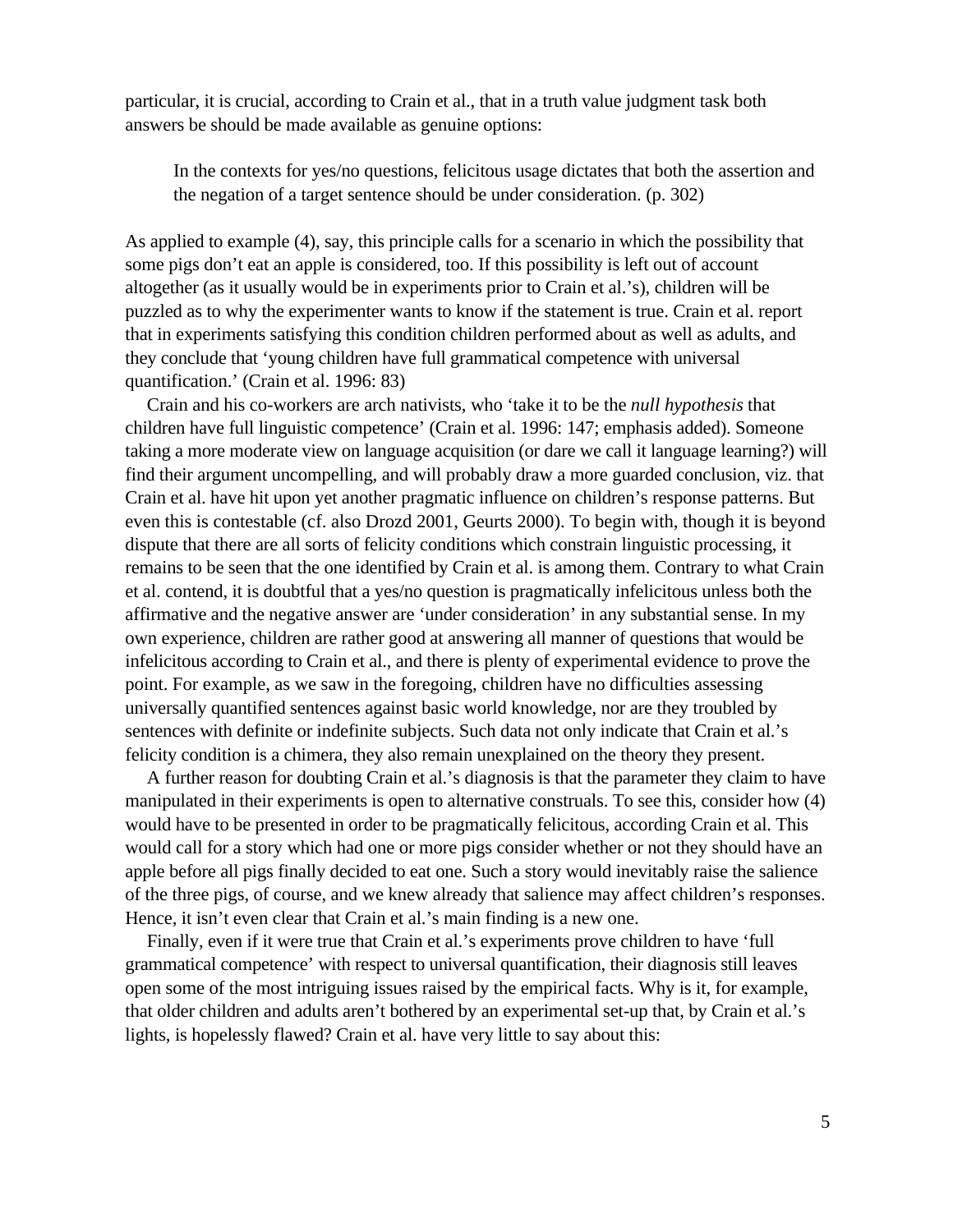particular, it is crucial, according to Crain et al., that in a truth value judgment task both answers be should be made available as genuine options:

> In the contexts for yes/no questions, felicitous usage dictates that both the assertion and the negation of a target sentence should be under consideration. (p. 302)

As applied to example (4), say, this principle calls for a scenario in which the possibility that some pigs don't eat an apple is considered, too. If this possibility is left out of account altogether (as it usually would be in experiments prior to Crain et al.'s), children will be puzzled as to why the experimenter wants to know if the statement is true. Crain et al. report that in experiments satisfying this condition children performed about as well as adults, and they conclude that 'young children have full grammatical competence with universal quantification.' (Crain et al. 1996: 83)

Crain and his co-workers are arch nativists, who 'take it to be the *null hypothesis* that children have full linguistic competence' (Crain et al. 1996: 147; emphasis added). Someone taking a more moderate view on language acquisition (or dare we call it language learning?) will find their argument uncompelling, and will probably draw a more guarded conclusion, viz. that Crain et al. have hit upon yet another pragmatic influence on children's response patterns. But even this is contestable (cf. also Drozd 2001, Geurts 2000). To begin with, though it is beyond dispute that there are all sorts of felicity conditions which constrain linguistic processing, it remains to be seen that the one identified by Crain et al. is among them. Contrary to what Crain et al. contend, it is doubtful that a yes/no question is pragmatically infelicitous unless both the affirmative and the negative answer are 'under consideration' in any substantial sense. In my own experience, children are rather good at answering all manner of questions that would be infelicitous according to Crain et al., and there is plenty of experimental evidence to prove the point. For example, as we saw in the foregoing, children have no difficulties assessing universally quantified sentences against basic world knowledge, nor are they troubled by sentences with definite or indefinite subjects. Such data not only indicate that Crain et al.'s felicity condition is a chimera, they also remain unexplained on the theory they present.

A further reason for doubting Crain et al.'s diagnosis is that the parameter they claim to have manipulated in their experiments is open to alternative construals. To see this, consider how (4) would have to be presented in order to be pragmatically felicitous, according Crain et al. This would call for a story which had one or more pigs consider whether or not they should have an apple before all pigs finally decided to eat one. Such a story would inevitably raise the salience of the three pigs, of course, and we knew already that salience may affect children's responses. Hence, it isn't even clear that Crain et al.'s main finding is a new one.

Finally, even if it were true that Crain et al.'s experiments prove children to have 'full grammatical competence' with respect to universal quantification, their diagnosis still leaves open some of the most intriguing issues raised by the empirical facts. Why is it, for example, that older children and adults aren't bothered by an experimental set-up that, by Crain et al.'s lights, is hopelessly flawed? Crain et al. have very little to say about this: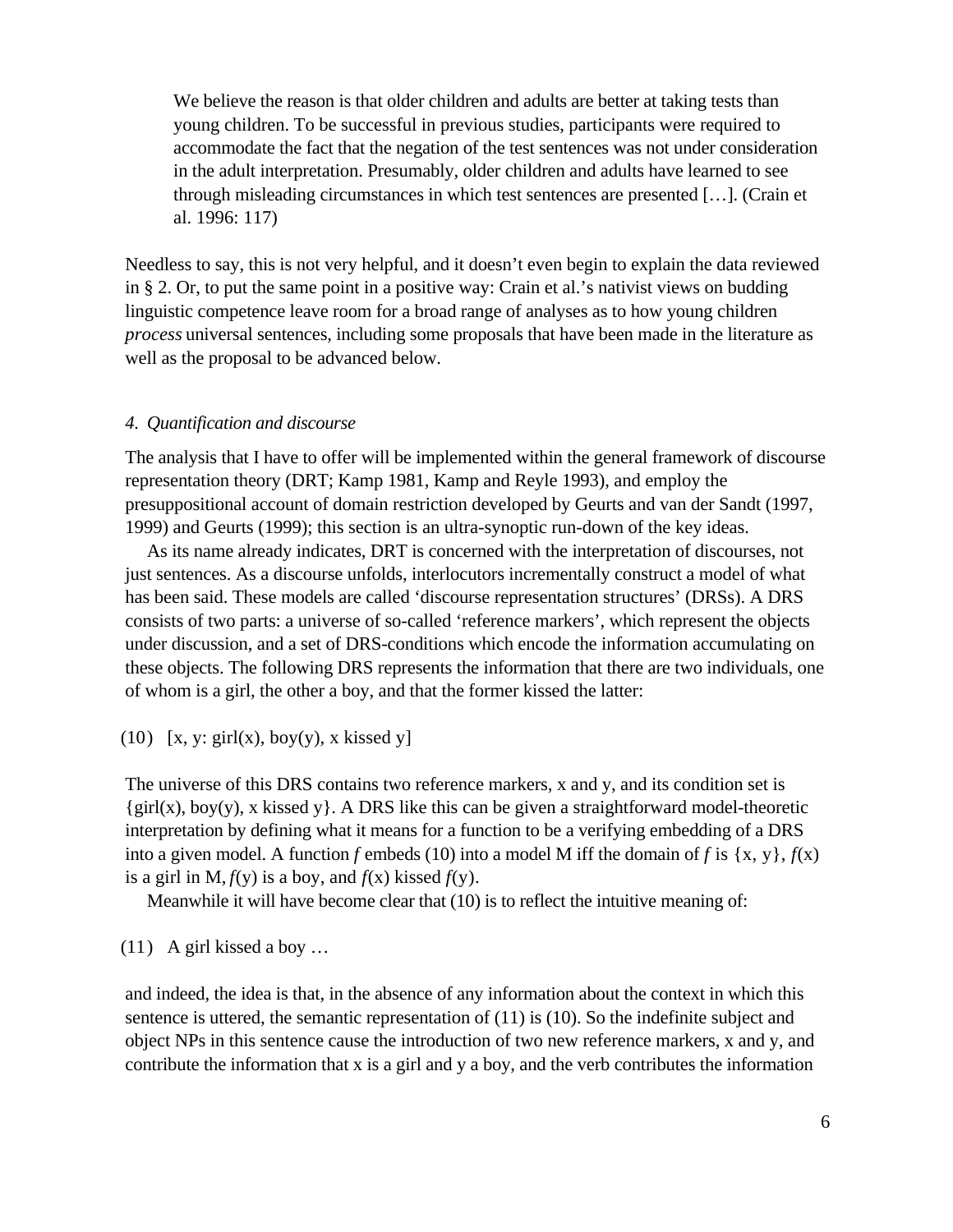> We believe the reason is that older children and adults are better at taking tests than young children. To be successful in previous studies, participants were required to accommodate the fact that the negation of the test sentences was not under consideration in the adult interpretation. Presumably, older children and adults have learned to see through misleading circumstances in which test sentences are presented […]. (Crain et al. 1996: 117)

Needless to say, this is not very helpful, and it doesn't even begin to explain the data reviewed in § 2. Or, to put the same point in a positive way: Crain et al.'s nativist views on budding linguistic competence leave room for a broad range of analyses as to how young children *process* universal sentences, including some proposals that have been made in the literature as well as the proposal to be advanced below.

### *4. Quantification and discourse*

The analysis that I have to offer will be implemented within the general framework of discourse representation theory (DRT; Kamp 1981, Kamp and Reyle 1993), and employ the presuppositional account of domain restriction developed by Geurts and van der Sandt (1997, 1999) and Geurts (1999); this section is an ultra-synoptic run-down of the key ideas.

As its name already indicates, DRT is concerned with the interpretation of discourses, not just sentences. As a discourse unfolds, interlocutors incrementally construct a model of what has been said. These models are called 'discourse representation structures' (DRSs). A DRS consists of two parts: a universe of so-called 'reference markers', which represent the objects under discussion, and a set of DRS-conditions which encode the information accumulating on these objects. The following DRS represents the information that there are two individuals, one of whom is a girl, the other a boy, and that the former kissed the latter:

(10) [x, y: girl(x), boy(y), x kissed y]

The universe of this DRS contains two reference markers, x and y, and its condition set is {girl(x), boy(y), x kissed y}. A DRS like this can be given a straightforward model-theoretic interpretation by defining what it means for a function to be a verifying embedding of a DRS into a given model. A function $f$ embeds (10) into a model M iff the domain of $f$ is {x, y}, $f$(x) is a girl in M, $f$(y) is a boy, and $f$(x) kissed $f$(y).

Meanwhile it will have become clear that (10) is to reflect the intuitive meaning of:

(11) A girl kissed a boy …

and indeed, the idea is that, in the absence of any information about the context in which this sentence is uttered, the semantic representation of (11) is (10). So the indefinite subject and object NPs in this sentence cause the introduction of two new reference markers, x and y, and contribute the information that x is a girl and y a boy, and the verb contributes the information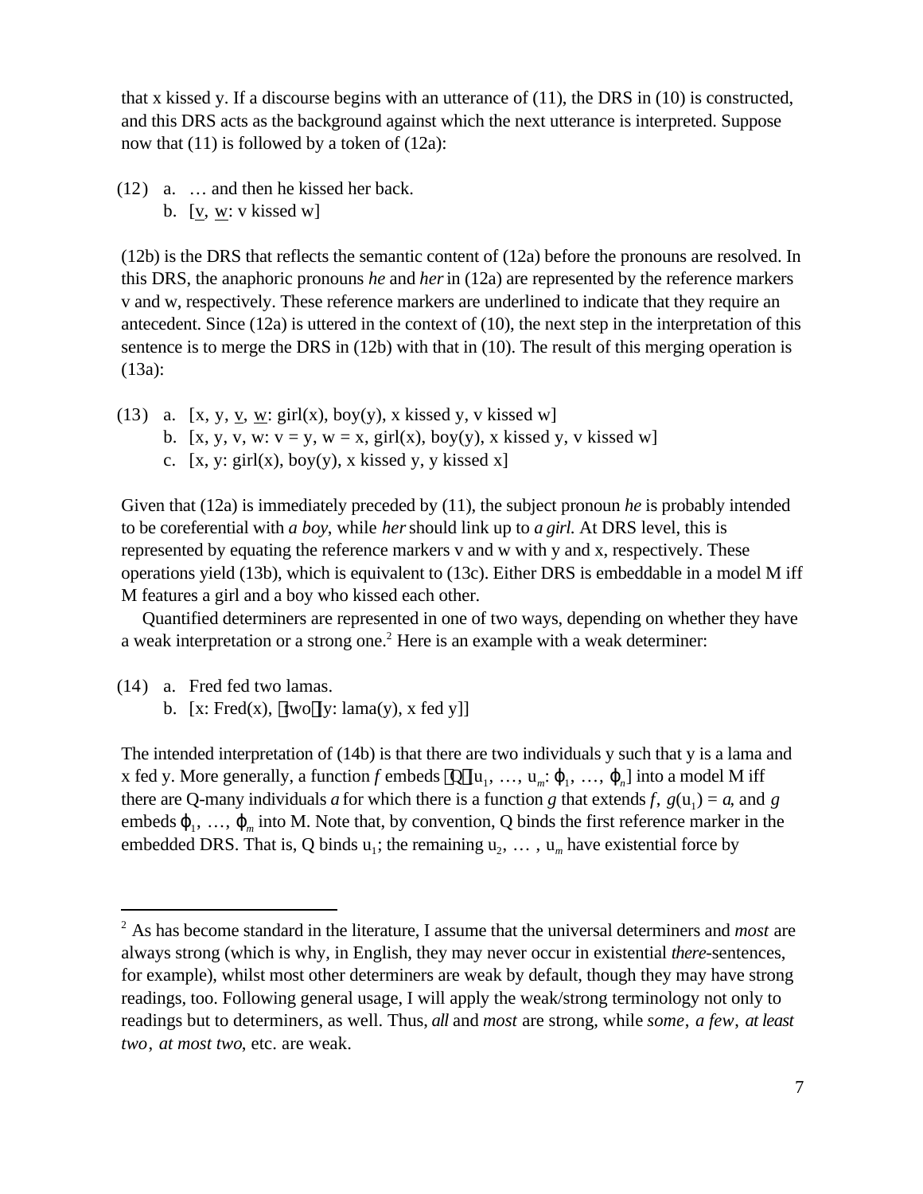that x kissed y. If a discourse begins with an utterance of (11), the DRS in (10) is constructed, and this DRS acts as the background against which the next utterance is interpreted. Suppose now that (11) is followed by a token of (12a):

(12) a. … and then he kissed her back.
b. [$\underline{v}$, $\underline{w}$: v kissed w]

(12b) is the DRS that reflects the semantic content of (12a) before the pronouns are resolved. In this DRS, the anaphoric pronouns *he* and *her* in (12a) are represented by the reference markers v and w, respectively. These reference markers are underlined to indicate that they require an antecedent. Since (12a) is uttered in the context of (10), the next step in the interpretation of this sentence is to merge the DRS in (12b) with that in (10). The result of this merging operation is (13a):

(13) a. [x, y, $\underline{v}$, $\underline{w}$: girl(x), boy(y), x kissed y, v kissed w]
b. [x, y, v, w: v = y, w = x, girl(x), boy(y), x kissed y, v kissed w]
c. [x, y: girl(x), boy(y), x kissed y, y kissed x]

Given that (12a) is immediately preceded by (11), the subject pronoun *he* is probably intended to be coreferential with *a boy*, while *her* should link up to *a girl.* At DRS level, this is represented by equating the reference markers v and w with y and x, respectively. These operations yield (13b), which is equivalent to (13c). Either DRS is embeddable in a model M iff M features a girl and a boy who kissed each other.

Quantified determiners are represented in one of two ways, depending on whether they have a weak interpretation or a strong one.[2] Here is an example with a weak determiner:

(14) a. Fred fed two lamas.
b. [x: Fred(x), ⟨two⟩[y: lama(y), x fed y]]

The intended interpretation of (14b) is that there are two individuals y such that y is a lama and x fed y. More generally, a function *f* embeds ⟨Q⟩[$u_1$, …, $u_m$: $\varphi_1$, …, $\varphi_n$] into a model M iff there are Q-many individuals *a* for which there is a function *g* that extends *f*, $g(u_1) = a$, and *g* embeds $\varphi_1$, …, $\varphi_m$ into M. Note that, by convention, Q binds the first reference marker in the embedded DRS. That is, Q binds $u_1$; the remaining $u_2$, … , $u_m$ have existential force by

---

[2] As has become standard in the literature, I assume that the universal determiners and *most* are always strong (which is why, in English, they may never occur in existential *there*-sentences, for example), whilst most other determiners are weak by default, though they may have strong readings, too. Following general usage, I will apply the weak/strong terminology not only to readings but to determiners, as well. Thus, *all* and *most* are strong, while *some*, *a few*, *at least two*, *at most two*, etc. are weak.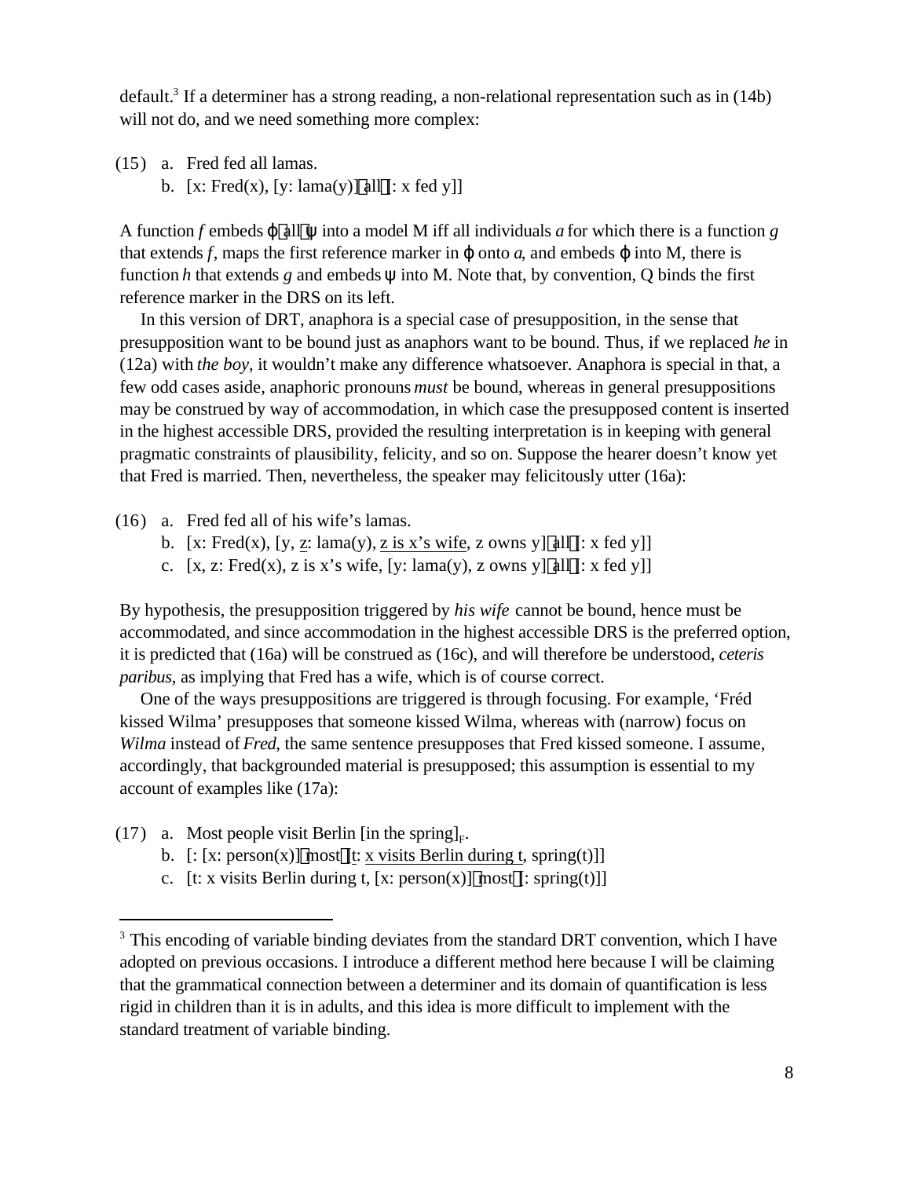default.[3] If a determiner has a strong reading, a non-relational representation such as in (14b) will not do, and we need something more complex:

(15) a. Fred fed all lamas.
  b. [x: Fred(x), [y: lama(y)]⟨all⟩[: x fed y]]

A function *f* embeds φ⟨all⟩ψ into a model M iff all individuals *a* for which there is a function *g* that extends *f*, maps the first reference marker in φ onto *a*, and embeds φ into M, there is function *h* that extends *g* and embeds ψ into M. Note that, by convention, Q binds the first reference marker in the DRS on its left.

In this version of DRT, anaphora is a special case of presupposition, in the sense that presupposition want to be bound just as anaphors want to be bound. Thus, if we replaced *he* in (12a) with *the boy*, it wouldn't make any difference whatsoever. Anaphora is special in that, a few odd cases aside, anaphoric pronouns *must* be bound, whereas in general presuppositions may be construed by way of accommodation, in which case the presupposed content is inserted in the highest accessible DRS, provided the resulting interpretation is in keeping with general pragmatic constraints of plausibility, felicity, and so on. Suppose the hearer doesn't know yet that Fred is married. Then, nevertheless, the speaker may felicitously utter (16a):

(16) a. Fred fed all of his wife's lamas.
  b. [x: Fred(x), [y, <u>z</u>: lama(y), <u>z is x's wife</u>, z owns y]⟨all⟩[: x fed y]]
  c. [x, z: Fred(x), z is x's wife, [y: lama(y), z owns y]⟨all⟩[: x fed y]]

By hypothesis, the presupposition triggered by *his wife* cannot be bound, hence must be accommodated, and since accommodation in the highest accessible DRS is the preferred option, it is predicted that (16a) will be construed as (16c), and will therefore be understood, *ceteris paribus*, as implying that Fred has a wife, which is of course correct.

One of the ways presuppositions are triggered is through focusing. For example, 'Fréd kissed Wilma' presupposes that someone kissed Wilma, whereas with (narrow) focus on *Wilma* instead of *Fred*, the same sentence presupposes that Fred kissed someone. I assume, accordingly, that backgrounded material is presupposed; this assumption is essential to my account of examples like (17a):

(17) a. Most people visit Berlin [in the spring]$_F$.
  b. [: [x: person(x)]⟨most⟩[<u>t</u>: <u>x visits Berlin during t</u>, spring(t)]]
  c. [t: x visits Berlin during t, [x: person(x)]⟨most⟩[: spring(t)]]

---

[3] This encoding of variable binding deviates from the standard DRT convention, which I have adopted on previous occasions. I introduce a different method here because I will be claiming that the grammatical connection between a determiner and its domain of quantification is less rigid in children than it is in adults, and this idea is more difficult to implement with the standard treatment of variable binding.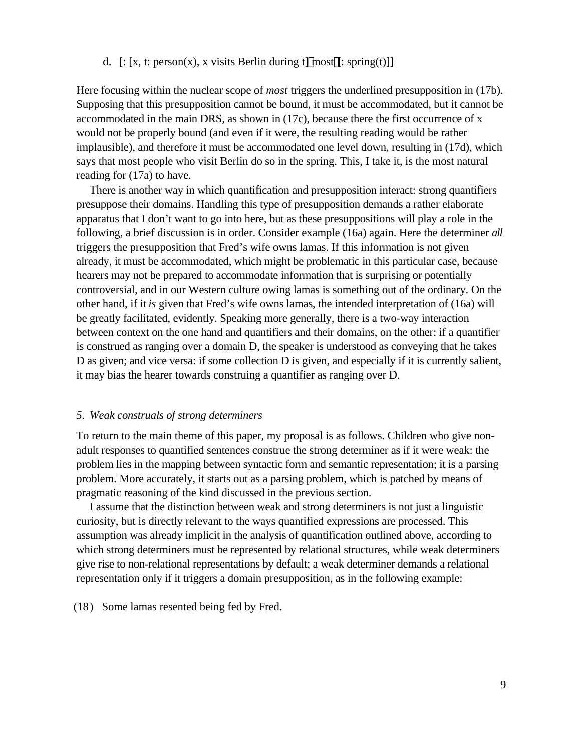d. [: [x, t: person(x), x visits Berlin during t] most : spring(t)]]

Here focusing within the nuclear scope of *most* triggers the underlined presupposition in (17b). Supposing that this presupposition cannot be bound, it must be accommodated, but it cannot be accommodated in the main DRS, as shown in (17c), because there the first occurrence of x would not be properly bound (and even if it were, the resulting reading would be rather implausible), and therefore it must be accommodated one level down, resulting in (17d), which says that most people who visit Berlin do so in the spring. This, I take it, is the most natural reading for (17a) to have.

There is another way in which quantification and presupposition interact: strong quantifiers presuppose their domains. Handling this type of presupposition demands a rather elaborate apparatus that I don't want to go into here, but as these presuppositions will play a role in the following, a brief discussion is in order. Consider example (16a) again. Here the determiner *all* triggers the presupposition that Fred's wife owns lamas. If this information is not given already, it must be accommodated, which might be problematic in this particular case, because hearers may not be prepared to accommodate information that is surprising or potentially controversial, and in our Western culture owing lamas is something out of the ordinary. On the other hand, if it *is* given that Fred's wife owns lamas, the intended interpretation of (16a) will be greatly facilitated, evidently. Speaking more generally, there is a two-way interaction between context on the one hand and quantifiers and their domains, on the other: if a quantifier is construed as ranging over a domain D, the speaker is understood as conveying that he takes D as given; and vice versa: if some collection D is given, and especially if it is currently salient, it may bias the hearer towards construing a quantifier as ranging over D.

### 5. *Weak construals of strong determiners*

To return to the main theme of this paper, my proposal is as follows. Children who give non-adult responses to quantified sentences construe the strong determiner as if it were weak: the problem lies in the mapping between syntactic form and semantic representation; it is a parsing problem. More accurately, it starts out as a parsing problem, which is patched by means of pragmatic reasoning of the kind discussed in the previous section.

I assume that the distinction between weak and strong determiners is not just a linguistic curiosity, but is directly relevant to the ways quantified expressions are processed. This assumption was already implicit in the analysis of quantification outlined above, according to which strong determiners must be represented by relational structures, while weak determiners give rise to non-relational representations by default; a weak determiner demands a relational representation only if it triggers a domain presupposition, as in the following example:

(18) Some lamas resented being fed by Fred.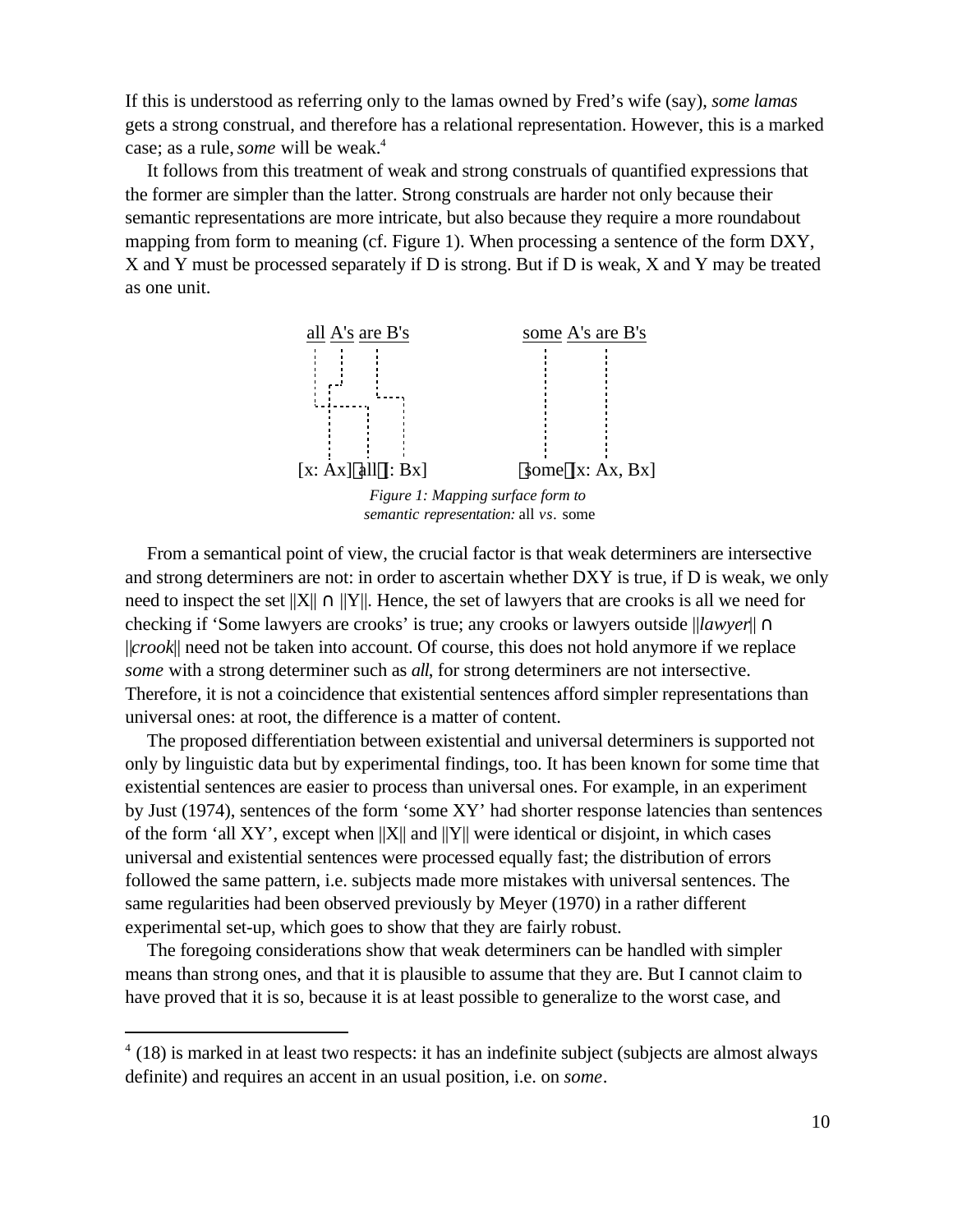If this is understood as referring only to the lamas owned by Fred's wife (say), *some lamas* gets a strong construal, and therefore has a relational representation. However, this is a marked case; as a rule, *some* will be weak.[4]

It follows from this treatment of weak and strong construals of quantified expressions that the former are simpler than the latter. Strong construals are harder not only because their semantic representations are more intricate, but also because they require a more roundabout mapping from form to meaning (cf. Figure 1). When processing a sentence of the form DXY, X and Y must be processed separately if D is strong. But if D is weak, X and Y may be treated as one unit.

all A's are B's          some A's are B's

[x: Ax] all [: Bx]          some [x: Ax, Bx]

*Figure 1: Mapping surface form to semantic representation:* all *vs.* some

From a semantical point of view, the crucial factor is that weak determiners are intersective and strong determiners are not: in order to ascertain whether DXY is true, if D is weak, we only need to inspect the set ||X|| ∩ ||Y||. Hence, the set of lawyers that are crooks is all we need for checking if 'Some lawyers are crooks' is true; any crooks or lawyers outside ||*lawyer*|| ∩ ||*crook*|| need not be taken into account. Of course, this does not hold anymore if we replace *some* with a strong determiner such as *all*, for strong determiners are not intersective. Therefore, it is not a coincidence that existential sentences afford simpler representations than universal ones: at root, the difference is a matter of content.

The proposed differentiation between existential and universal determiners is supported not only by linguistic data but by experimental findings, too. It has been known for some time that existential sentences are easier to process than universal ones. For example, in an experiment by Just (1974), sentences of the form 'some XY' had shorter response latencies than sentences of the form 'all XY', except when ||X|| and ||Y|| were identical or disjoint, in which cases universal and existential sentences were processed equally fast; the distribution of errors followed the same pattern, i.e. subjects made more mistakes with universal sentences. The same regularities had been observed previously by Meyer (1970) in a rather different experimental set-up, which goes to show that they are fairly robust.

The foregoing considerations show that weak determiners can be handled with simpler means than strong ones, and that it is plausible to assume that they are. But I cannot claim to have proved that it is so, because it is at least possible to generalize to the worst case, and

[4] (18) is marked in at least two respects: it has an indefinite subject (subjects are almost always definite) and requires an accent in an usual position, i.e. on *some*.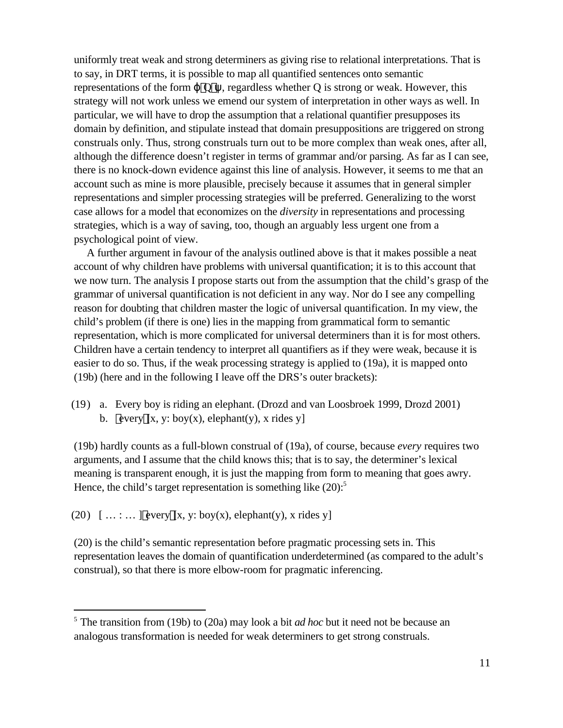uniformly treat weak and strong determiners as giving rise to relational interpretations. That is to say, in DRT terms, it is possible to map all quantified sentences onto semantic representations of the form $\varphi\langle Q\rangle\psi$, regardless whether Q is strong or weak. However, this strategy will not work unless we emend our system of interpretation in other ways as well. In particular, we will have to drop the assumption that a relational quantifier presupposes its domain by definition, and stipulate instead that domain presuppositions are triggered on strong construals only. Thus, strong construals turn out to be more complex than weak ones, after all, although the difference doesn't register in terms of grammar and/or parsing. As far as I can see, there is no knock-down evidence against this line of analysis. However, it seems to me that an account such as mine is more plausible, precisely because it assumes that in general simpler representations and simpler processing strategies will be preferred. Generalizing to the worst case allows for a model that economizes on the *diversity* in representations and processing strategies, which is a way of saving, too, though an arguably less urgent one from a psychological point of view.

A further argument in favour of the analysis outlined above is that it makes possible a neat account of why children have problems with universal quantification; it is to this account that we now turn. The analysis I propose starts out from the assumption that the child's grasp of the grammar of universal quantification is not deficient in any way. Nor do I see any compelling reason for doubting that children master the logic of universal quantification. In my view, the child's problem (if there is one) lies in the mapping from grammatical form to semantic representation, which is more complicated for universal determiners than it is for most others. Children have a certain tendency to interpret all quantifiers as if they were weak, because it is easier to do so. Thus, if the weak processing strategy is applied to (19a), it is mapped onto (19b) (here and in the following I leave off the DRS's outer brackets):

(19) a. Every boy is riding an elephant. (Drozd and van Loosbroek 1999, Drozd 2001)
b. $\langle$every$\rangle$[x, y: boy(x), elephant(y), x rides y]

(19b) hardly counts as a full-blown construal of (19a), of course, because *every* requires two arguments, and I assume that the child knows this; that is to say, the determiner's lexical meaning is transparent enough, it is just the mapping from form to meaning that goes awry. Hence, the child's target representation is something like (20):[5]

(20) [ … : … ]$\langle$every$\rangle$[x, y: boy(x), elephant(y), x rides y]

(20) is the child's semantic representation before pragmatic processing sets in. This representation leaves the domain of quantification underdetermined (as compared to the adult's construal), so that there is more elbow-room for pragmatic inferencing.

[5] The transition from (19b) to (20a) may look a bit *ad hoc* but it need not be because an analogous transformation is needed for weak determiners to get strong construals.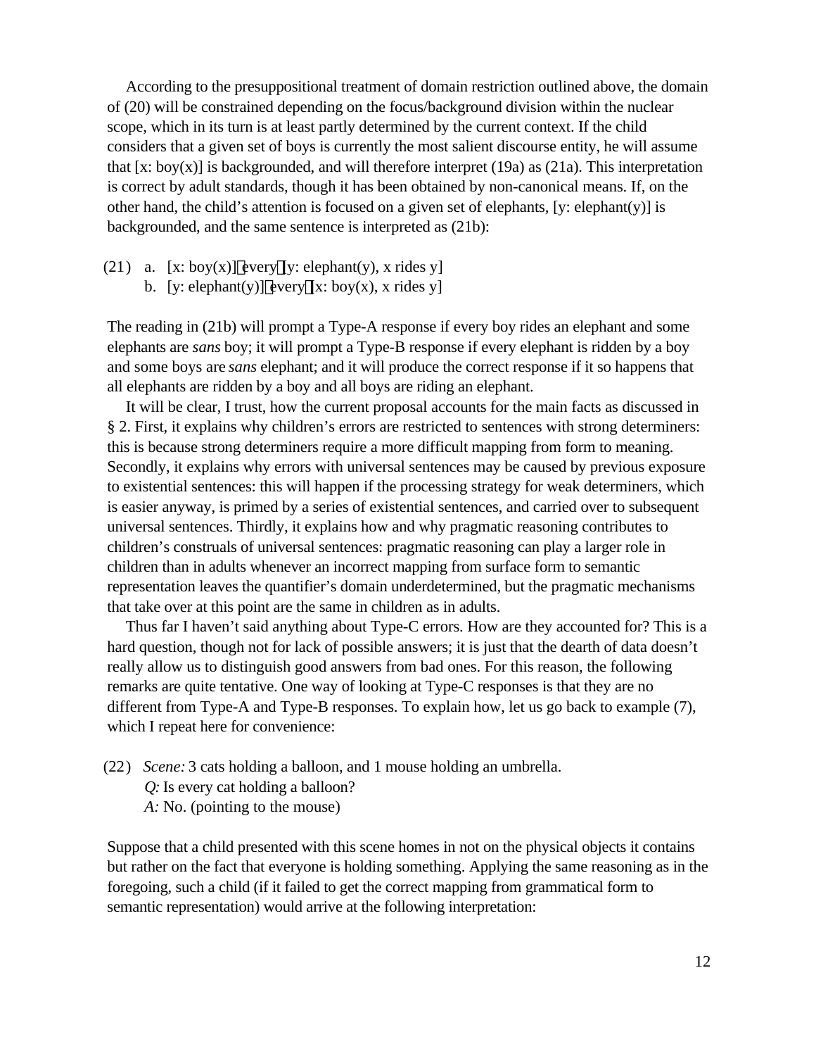According to the presuppositional treatment of domain restriction outlined above, the domain of (20) will be constrained depending on the focus/background division within the nuclear scope, which in its turn is at least partly determined by the current context. If the child considers that a given set of boys is currently the most salient discourse entity, he will assume that [x: boy(x)] is backgrounded, and will therefore interpret (19a) as (21a). This interpretation is correct by adult standards, though it has been obtained by non-canonical means. If, on the other hand, the child's attention is focused on a given set of elephants, [y: elephant(y)] is backgrounded, and the same sentence is interpreted as (21b):

(21) a. [x: boy(x)] every [y: elephant(y), x rides y]
     b. [y: elephant(y)] every [x: boy(x), x rides y]

The reading in (21b) will prompt a Type-A response if every boy rides an elephant and some elephants are *sans* boy; it will prompt a Type-B response if every elephant is ridden by a boy and some boys are *sans* elephant; and it will produce the correct response if it so happens that all elephants are ridden by a boy and all boys are riding an elephant.

It will be clear, I trust, how the current proposal accounts for the main facts as discussed in § 2. First, it explains why children's errors are restricted to sentences with strong determiners: this is because strong determiners require a more difficult mapping from form to meaning. Secondly, it explains why errors with universal sentences may be caused by previous exposure to existential sentences: this will happen if the processing strategy for weak determiners, which is easier anyway, is primed by a series of existential sentences, and carried over to subsequent universal sentences. Thirdly, it explains how and why pragmatic reasoning contributes to children's construals of universal sentences: pragmatic reasoning can play a larger role in children than in adults whenever an incorrect mapping from surface form to semantic representation leaves the quantifier's domain underdetermined, but the pragmatic mechanisms that take over at this point are the same in children as in adults.

Thus far I haven't said anything about Type-C errors. How are they accounted for? This is a hard question, though not for lack of possible answers; it is just that the dearth of data doesn't really allow us to distinguish good answers from bad ones. For this reason, the following remarks are quite tentative. One way of looking at Type-C responses is that they are no different from Type-A and Type-B responses. To explain how, let us go back to example (7), which I repeat here for convenience:

(22) *Scene:* 3 cats holding a balloon, and 1 mouse holding an umbrella.
     *Q:* Is every cat holding a balloon?
     *A:* No. (pointing to the mouse)

Suppose that a child presented with this scene homes in not on the physical objects it contains but rather on the fact that everyone is holding something. Applying the same reasoning as in the foregoing, such a child (if it failed to get the correct mapping from grammatical form to semantic representation) would arrive at the following interpretation: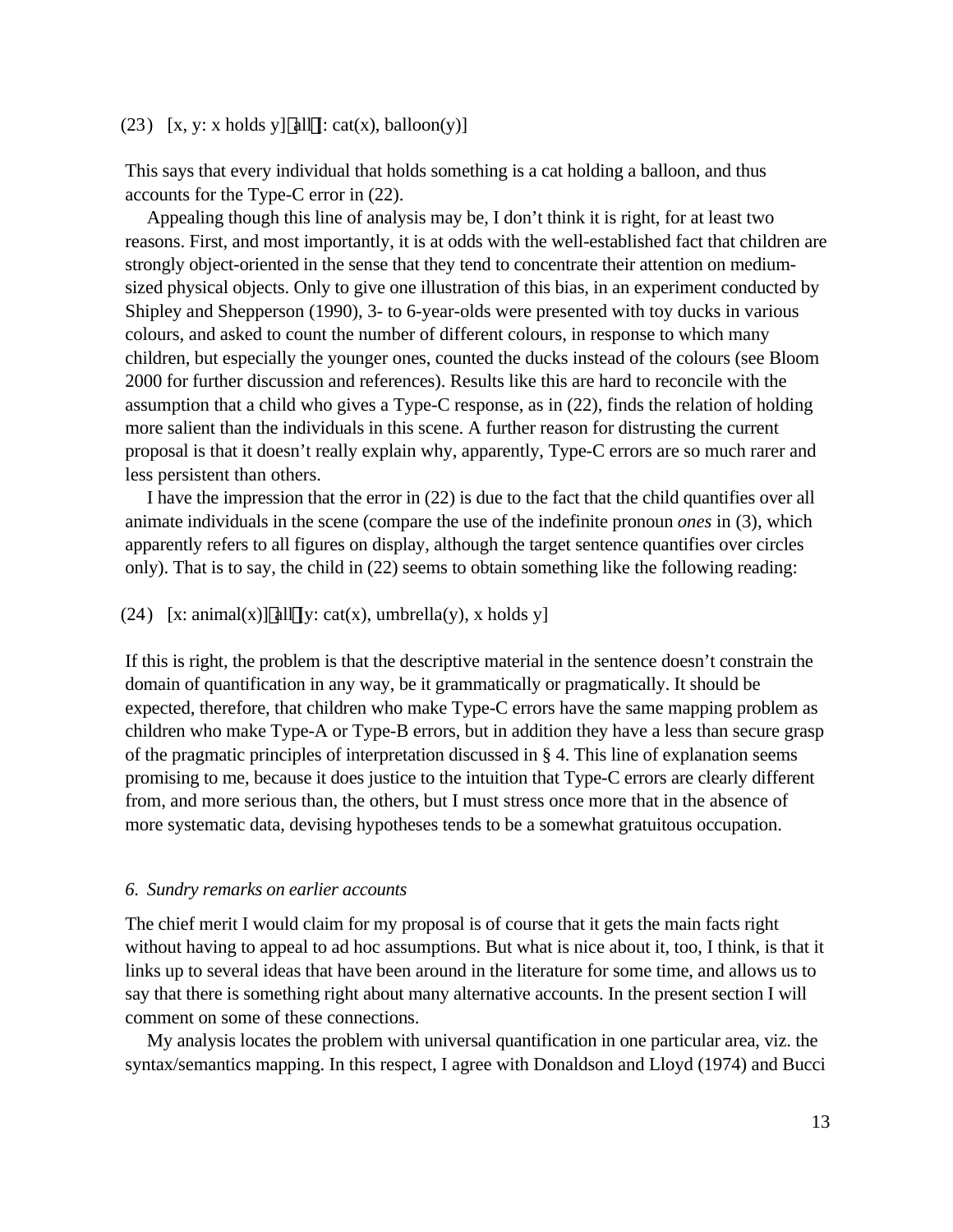(23) [x, y: x holds y] all [: cat(x), balloon(y)]

This says that every individual that holds something is a cat holding a balloon, and thus accounts for the Type-C error in (22).

Appealing though this line of analysis may be, I don't think it is right, for at least two reasons. First, and most importantly, it is at odds with the well-established fact that children are strongly object-oriented in the sense that they tend to concentrate their attention on medium-sized physical objects. Only to give one illustration of this bias, in an experiment conducted by Shipley and Shepperson (1990), 3- to 6-year-olds were presented with toy ducks in various colours, and asked to count the number of different colours, in response to which many children, but especially the younger ones, counted the ducks instead of the colours (see Bloom 2000 for further discussion and references). Results like this are hard to reconcile with the assumption that a child who gives a Type-C response, as in (22), finds the relation of holding more salient than the individuals in this scene. A further reason for distrusting the current proposal is that it doesn't really explain why, apparently, Type-C errors are so much rarer and less persistent than others.

I have the impression that the error in (22) is due to the fact that the child quantifies over all animate individuals in the scene (compare the use of the indefinite pronoun *ones* in (3), which apparently refers to all figures on display, although the target sentence quantifies over circles only). That is to say, the child in (22) seems to obtain something like the following reading:

(24) [x: animal(x)] all [y: cat(x), umbrella(y), x holds y]

If this is right, the problem is that the descriptive material in the sentence doesn't constrain the domain of quantification in any way, be it grammatically or pragmatically. It should be expected, therefore, that children who make Type-C errors have the same mapping problem as children who make Type-A or Type-B errors, but in addition they have a less than secure grasp of the pragmatic principles of interpretation discussed in § 4. This line of explanation seems promising to me, because it does justice to the intuition that Type-C errors are clearly different from, and more serious than, the others, but I must stress once more that in the absence of more systematic data, devising hypotheses tends to be a somewhat gratuitous occupation.

### *6. Sundry remarks on earlier accounts*

The chief merit I would claim for my proposal is of course that it gets the main facts right without having to appeal to ad hoc assumptions. But what is nice about it, too, I think, is that it links up to several ideas that have been around in the literature for some time, and allows us to say that there is something right about many alternative accounts. In the present section I will comment on some of these connections.

My analysis locates the problem with universal quantification in one particular area, viz. the syntax/semantics mapping. In this respect, I agree with Donaldson and Lloyd (1974) and Bucci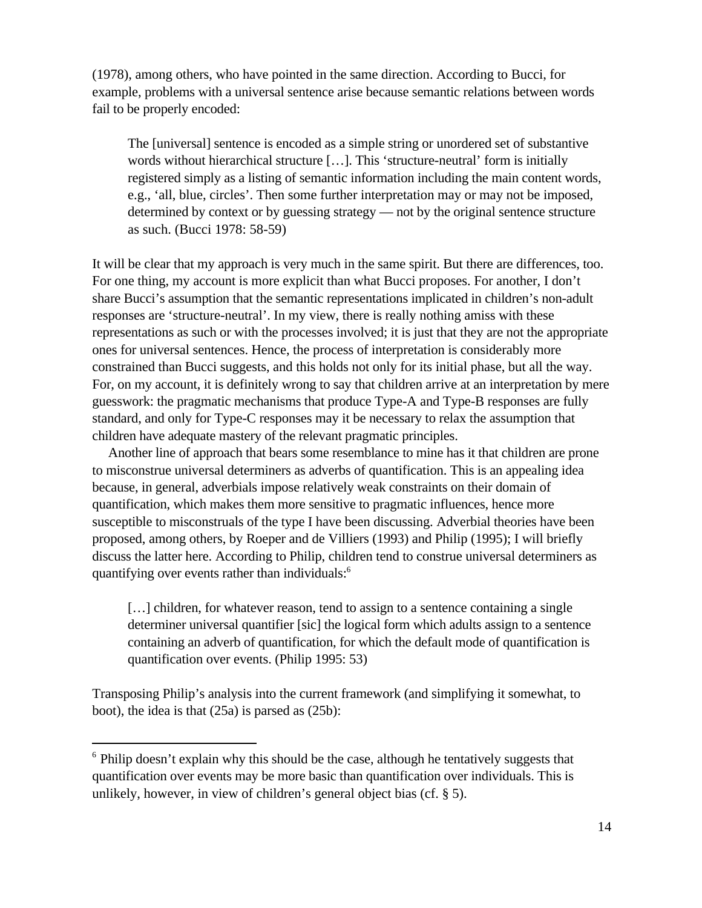(1978), among others, who have pointed in the same direction. According to Bucci, for example, problems with a universal sentence arise because semantic relations between words fail to be properly encoded:

> The [universal] sentence is encoded as a simple string or unordered set of substantive words without hierarchical structure […]. This 'structure-neutral' form is initially registered simply as a listing of semantic information including the main content words, e.g., 'all, blue, circles'. Then some further interpretation may or may not be imposed, determined by context or by guessing strategy — not by the original sentence structure as such. (Bucci 1978: 58-59)

It will be clear that my approach is very much in the same spirit. But there are differences, too. For one thing, my account is more explicit than what Bucci proposes. For another, I don't share Bucci's assumption that the semantic representations implicated in children's non-adult responses are 'structure-neutral'. In my view, there is really nothing amiss with these representations as such or with the processes involved; it is just that they are not the appropriate ones for universal sentences. Hence, the process of interpretation is considerably more constrained than Bucci suggests, and this holds not only for its initial phase, but all the way. For, on my account, it is definitely wrong to say that children arrive at an interpretation by mere guesswork: the pragmatic mechanisms that produce Type-A and Type-B responses are fully standard, and only for Type-C responses may it be necessary to relax the assumption that children have adequate mastery of the relevant pragmatic principles.

Another line of approach that bears some resemblance to mine has it that children are prone to misconstrue universal determiners as adverbs of quantification. This is an appealing idea because, in general, adverbials impose relatively weak constraints on their domain of quantification, which makes them more sensitive to pragmatic influences, hence more susceptible to misconstruals of the type I have been discussing. Adverbial theories have been proposed, among others, by Roeper and de Villiers (1993) and Philip (1995); I will briefly discuss the latter here. According to Philip, children tend to construe universal determiners as quantifying over events rather than individuals:[6]

> […] children, for whatever reason, tend to assign to a sentence containing a single determiner universal quantifier [sic] the logical form which adults assign to a sentence containing an adverb of quantification, for which the default mode of quantification is quantification over events. (Philip 1995: 53)

Transposing Philip's analysis into the current framework (and simplifying it somewhat, to boot), the idea is that (25a) is parsed as (25b):

---

[6] Philip doesn't explain why this should be the case, although he tentatively suggests that quantification over events may be more basic than quantification over individuals. This is unlikely, however, in view of children's general object bias (cf. § 5).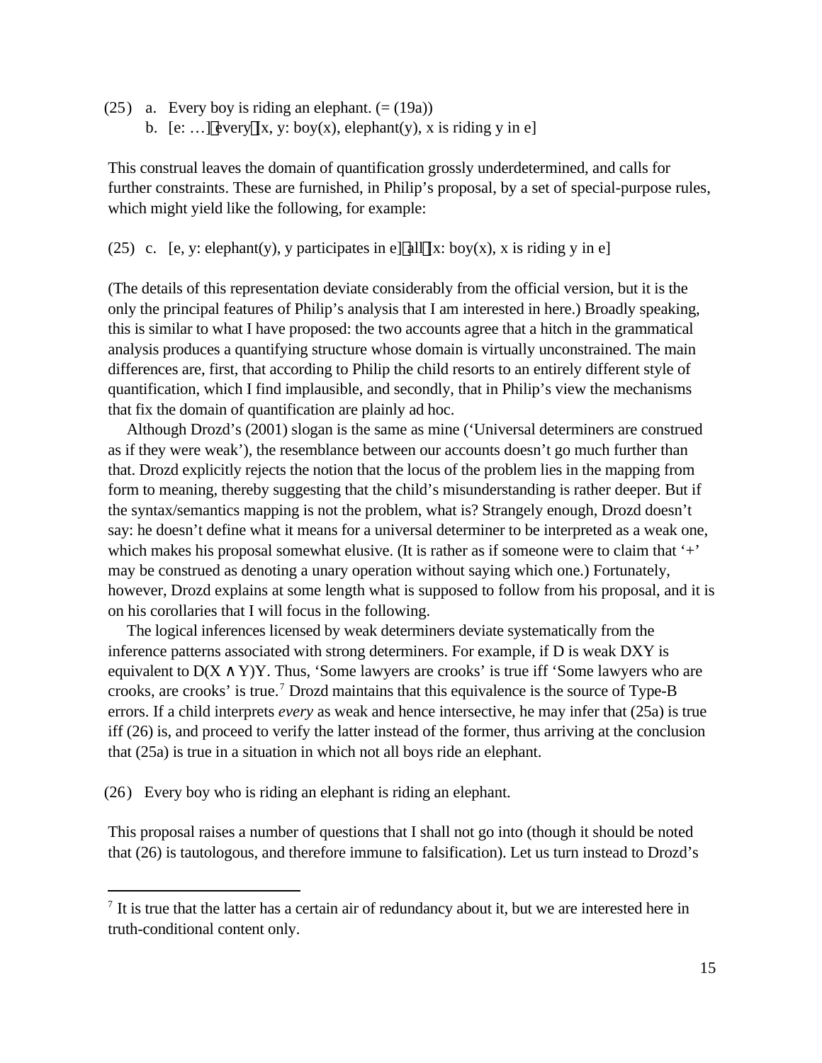(25) a. Every boy is riding an elephant. (= (19a))

b. [e: …][every][x, y: boy(x), elephant(y), x is riding y in e]

This construal leaves the domain of quantification grossly underdetermined, and calls for further constraints. These are furnished, in Philip's proposal, by a set of special-purpose rules, which might yield like the following, for example:

(25) c. [e, y: elephant(y), y participates in e][all][x: boy(x), x is riding y in e]

(The details of this representation deviate considerably from the official version, but it is the only the principal features of Philip's analysis that I am interested in here.) Broadly speaking, this is similar to what I have proposed: the two accounts agree that a hitch in the grammatical analysis produces a quantifying structure whose domain is virtually unconstrained. The main differences are, first, that according to Philip the child resorts to an entirely different style of quantification, which I find implausible, and secondly, that in Philip's view the mechanisms that fix the domain of quantification are plainly ad hoc.

Although Drozd's (2001) slogan is the same as mine ('Universal determiners are construed as if they were weak'), the resemblance between our accounts doesn't go much further than that. Drozd explicitly rejects the notion that the locus of the problem lies in the mapping from form to meaning, thereby suggesting that the child's misunderstanding is rather deeper. But if the syntax/semantics mapping is not the problem, what is? Strangely enough, Drozd doesn't say: he doesn't define what it means for a universal determiner to be interpreted as a weak one, which makes his proposal somewhat elusive. (It is rather as if someone were to claim that '+' may be construed as denoting a unary operation without saying which one.) Fortunately, however, Drozd explains at some length what is supposed to follow from his proposal, and it is on his corollaries that I will focus in the following.

The logical inferences licensed by weak determiners deviate systematically from the inference patterns associated with strong determiners. For example, if D is weak DXY is equivalent to $D(X \wedge Y)Y$. Thus, 'Some lawyers are crooks' is true iff 'Some lawyers who are crooks, are crooks' is true.[7] Drozd maintains that this equivalence is the source of Type-B errors. If a child interprets *every* as weak and hence intersective, he may infer that (25a) is true iff (26) is, and proceed to verify the latter instead of the former, thus arriving at the conclusion that (25a) is true in a situation in which not all boys ride an elephant.

(26) Every boy who is riding an elephant is riding an elephant.

This proposal raises a number of questions that I shall not go into (though it should be noted that (26) is tautologous, and therefore immune to falsification). Let us turn instead to Drozd's

---

[7] It is true that the latter has a certain air of redundancy about it, but we are interested here in truth-conditional content only.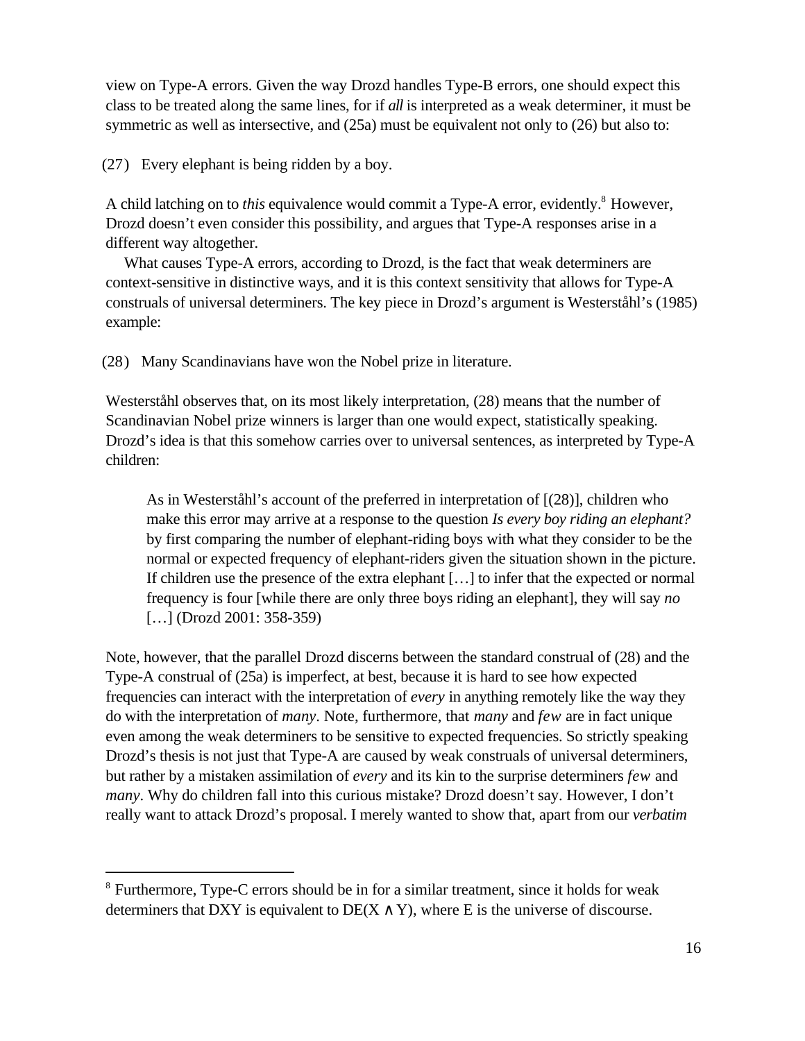view on Type-A errors. Given the way Drozd handles Type-B errors, one should expect this class to be treated along the same lines, for if *all* is interpreted as a weak determiner, it must be symmetric as well as intersective, and (25a) must be equivalent not only to (26) but also to:

(27) Every elephant is being ridden by a boy.

A child latching on to *this* equivalence would commit a Type-A error, evidently.[8] However, Drozd doesn't even consider this possibility, and argues that Type-A responses arise in a different way altogether.

What causes Type-A errors, according to Drozd, is the fact that weak determiners are context-sensitive in distinctive ways, and it is this context sensitivity that allows for Type-A construals of universal determiners. The key piece in Drozd's argument is Westerståhl's (1985) example:

(28) Many Scandinavians have won the Nobel prize in literature.

Westerståhl observes that, on its most likely interpretation, (28) means that the number of Scandinavian Nobel prize winners is larger than one would expect, statistically speaking. Drozd's idea is that this somehow carries over to universal sentences, as interpreted by Type-A children:

> As in Westerståhl's account of the preferred in interpretation of [(28)], children who make this error may arrive at a response to the question *Is every boy riding an elephant?* by first comparing the number of elephant-riding boys with what they consider to be the normal or expected frequency of elephant-riders given the situation shown in the picture. If children use the presence of the extra elephant […] to infer that the expected or normal frequency is four [while there are only three boys riding an elephant], they will say *no* […] (Drozd 2001: 358-359)

Note, however, that the parallel Drozd discerns between the standard construal of (28) and the Type-A construal of (25a) is imperfect, at best, because it is hard to see how expected frequencies can interact with the interpretation of *every* in anything remotely like the way they do with the interpretation of *many*. Note, furthermore, that *many* and *few* are in fact unique even among the weak determiners to be sensitive to expected frequencies. So strictly speaking Drozd's thesis is not just that Type-A are caused by weak construals of universal determiners, but rather by a mistaken assimilation of *every* and its kin to the surprise determiners *few* and *many*. Why do children fall into this curious mistake? Drozd doesn't say. However, I don't really want to attack Drozd's proposal. I merely wanted to show that, apart from our *verbatim*

---

[8] Furthermore, Type-C errors should be in for a similar treatment, since it holds for weak determiners that DXY is equivalent to $DE(X \wedge Y)$, where E is the universe of discourse.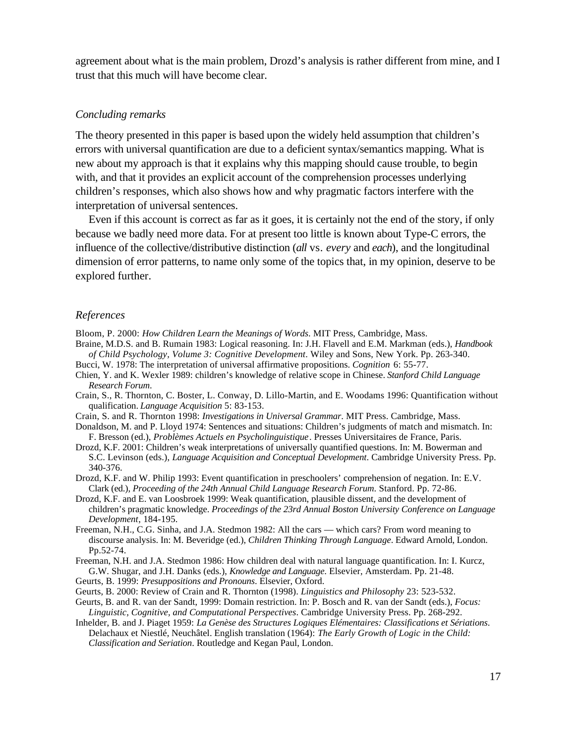agreement about what is the main problem, Drozd's analysis is rather different from mine, and I trust that this much will have become clear.

### *Concluding remarks*

The theory presented in this paper is based upon the widely held assumption that children's errors with universal quantification are due to a deficient syntax/semantics mapping. What is new about my approach is that it explains why this mapping should cause trouble, to begin with, and that it provides an explicit account of the comprehension processes underlying children's responses, which also shows how and why pragmatic factors interfere with the interpretation of universal sentences.

Even if this account is correct as far as it goes, it is certainly not the end of the story, if only because we badly need more data. For at present too little is known about Type-C errors, the influence of the collective/distributive distinction (*all* vs. *every* and *each*), and the longitudinal dimension of error patterns, to name only some of the topics that, in my opinion, deserve to be explored further.

### *References*

Bloom, P. 2000: *How Children Learn the Meanings of Words*. MIT Press, Cambridge, Mass.

Braine, M.D.S. and B. Rumain 1983: Logical reasoning. In: J.H. Flavell and E.M. Markman (eds.), *Handbook of Child Psychology, Volume 3: Cognitive Development*. Wiley and Sons, New York. Pp. 263-340.

Bucci, W. 1978: The interpretation of universal affirmative propositions. *Cognition* 6: 55-77.

Chien, Y. and K. Wexler 1989: children's knowledge of relative scope in Chinese. *Stanford Child Language Research Forum*.

Crain, S., R. Thornton, C. Boster, L. Conway, D. Lillo-Martin, and E. Woodams 1996: Quantification without qualification. *Language Acquisition* 5: 83-153.

Crain, S. and R. Thornton 1998: *Investigations in Universal Grammar*. MIT Press. Cambridge, Mass.

Donaldson, M. and P. Lloyd 1974: Sentences and situations: Children's judgments of match and mismatch. In: F. Bresson (ed.), *Problèmes Actuels en Psycholinguistique*. Presses Universitaires de France, Paris.

Drozd, K.F. 2001: Children's weak interpretations of universally quantified questions. In: M. Bowerman and S.C. Levinson (eds.), *Language Acquisition and Conceptual Development*. Cambridge University Press. Pp. 340-376.

Drozd, K.F. and W. Philip 1993: Event quantification in preschoolers' comprehension of negation. In: E.V. Clark (ed.), *Proceeding of the 24th Annual Child Language Research Forum*. Stanford. Pp. 72-86.

Drozd, K.F. and E. van Loosbroek 1999: Weak quantification, plausible dissent, and the development of children's pragmatic knowledge. *Proceedings of the 23rd Annual Boston University Conference on Language Development*, 184-195.

Freeman, N.H., C.G. Sinha, and J.A. Stedmon 1982: All the cars — which cars? From word meaning to discourse analysis. In: M. Beveridge (ed.), *Children Thinking Through Language*. Edward Arnold, London. Pp.52-74.

Freeman, N.H. and J.A. Stedmon 1986: How children deal with natural language quantification. In: I. Kurcz, G.W. Shugar, and J.H. Danks (eds.), *Knowledge and Language*. Elsevier, Amsterdam. Pp. 21-48.

Geurts, B. 1999: *Presuppositions and Pronouns*. Elsevier, Oxford.

Geurts, B. 2000: Review of Crain and R. Thornton (1998). *Linguistics and Philosophy* 23: 523-532.

Geurts, B. and R. van der Sandt, 1999: Domain restriction. In: P. Bosch and R. van der Sandt (eds.), *Focus: Linguistic, Cognitive, and Computational Perspectives*. Cambridge University Press. Pp. 268-292.

Inhelder, B. and J. Piaget 1959: *La Genèse des Structures Logiques Elémentaires: Classifications et Sériations*. Delachaux et Niestlé, Neuchâtel. English translation (1964): *The Early Growth of Logic in the Child: Classification and Seriation*. Routledge and Kegan Paul, London.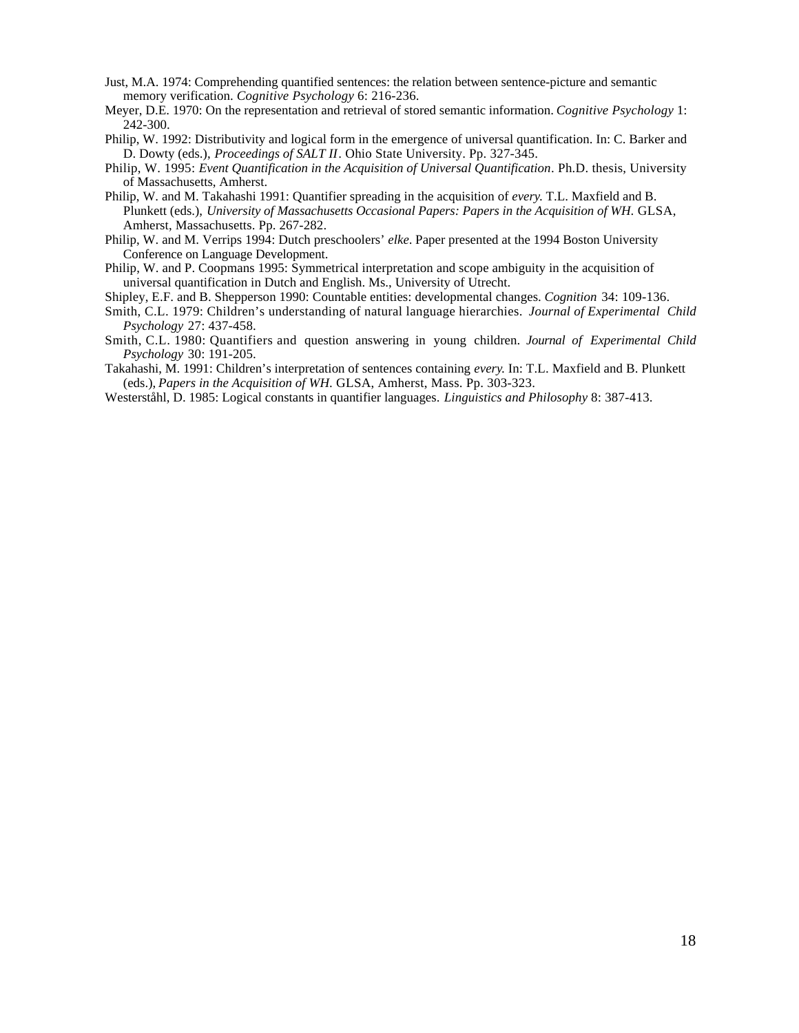Just, M.A. 1974: Comprehending quantified sentences: the relation between sentence-picture and semantic memory verification. *Cognitive Psychology* 6: 216-236.

Meyer, D.E. 1970: On the representation and retrieval of stored semantic information. *Cognitive Psychology* 1: 242-300.

Philip, W. 1992: Distributivity and logical form in the emergence of universal quantification. In: C. Barker and D. Dowty (eds.), *Proceedings of SALT II*. Ohio State University. Pp. 327-345.

Philip, W. 1995: *Event Quantification in the Acquisition of Universal Quantification*. Ph.D. thesis, University of Massachusetts, Amherst.

Philip, W. and M. Takahashi 1991: Quantifier spreading in the acquisition of *every.* T.L. Maxfield and B. Plunkett (eds.), *University of Massachusetts Occasional Papers: Papers in the Acquisition of WH.* GLSA, Amherst, Massachusetts. Pp. 267-282.

Philip, W. and M. Verrips 1994: Dutch preschoolers' *elke*. Paper presented at the 1994 Boston University Conference on Language Development.

Philip, W. and P. Coopmans 1995: Symmetrical interpretation and scope ambiguity in the acquisition of universal quantification in Dutch and English. Ms., University of Utrecht.

Shipley, E.F. and B. Shepperson 1990: Countable entities: developmental changes. *Cognition* 34: 109-136.

Smith, C.L. 1979: Children's understanding of natural language hierarchies. *Journal of Experimental Child Psychology* 27: 437-458.

Smith, C.L. 1980: Quantifiers and question answering in young children. *Journal of Experimental Child Psychology* 30: 191-205.

Takahashi, M. 1991: Children's interpretation of sentences containing *every.* In: T.L. Maxfield and B. Plunkett (eds.), *Papers in the Acquisition of WH*. GLSA, Amherst, Mass. Pp. 303-323.

Westerståhl, D. 1985: Logical constants in quantifier languages. *Linguistics and Philosophy* 8: 387-413.